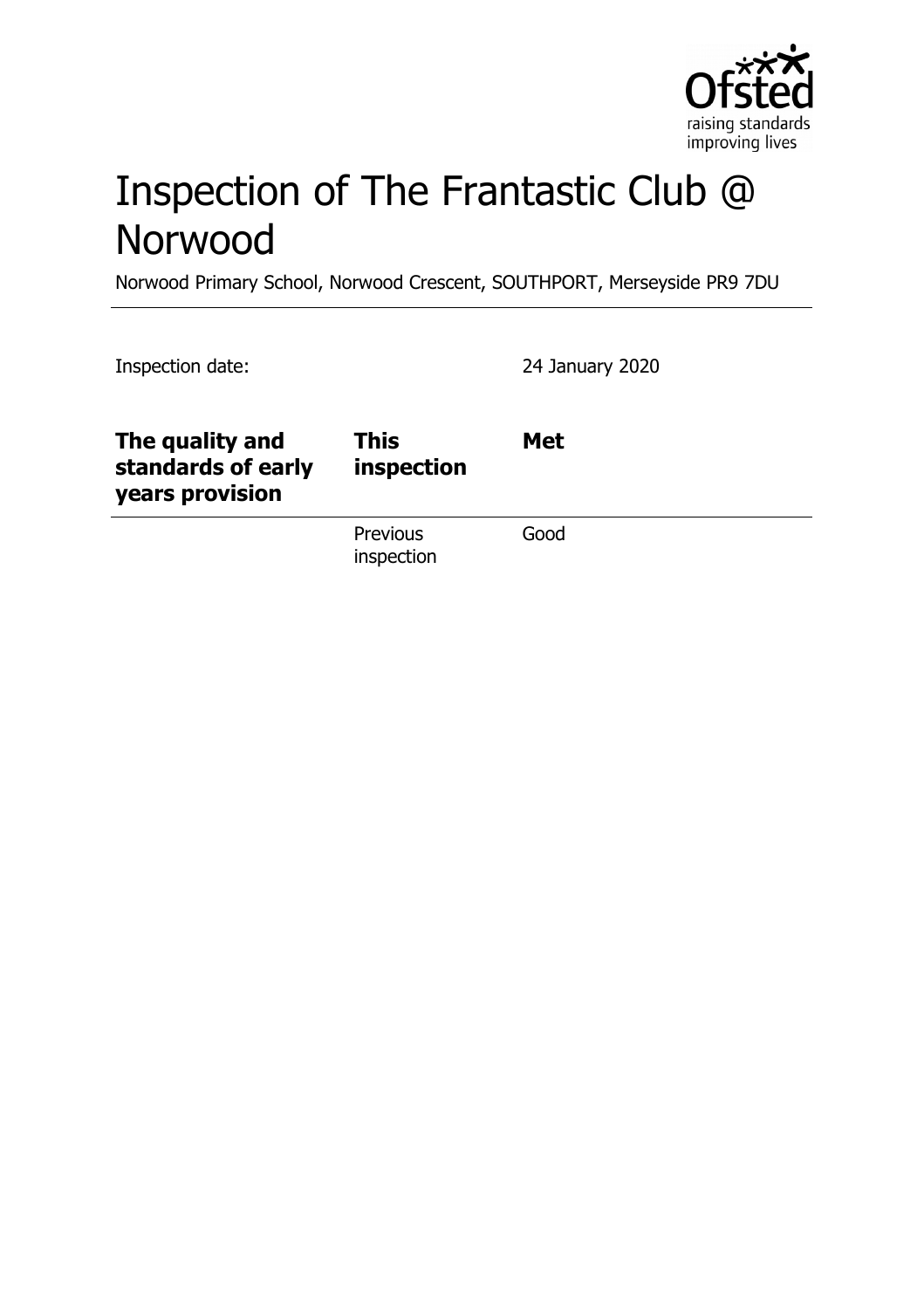# Inspection of The Frantastic Club @ Norwood

Norwood Primary School, Norwood Crescent, SOUTHPORT, Merseyside PR9 7DU

Inspection date: 24 January 2020

| The quality and standards of early years provision | This inspection | Met |
|---|---|---|
| | Previous inspection | Good |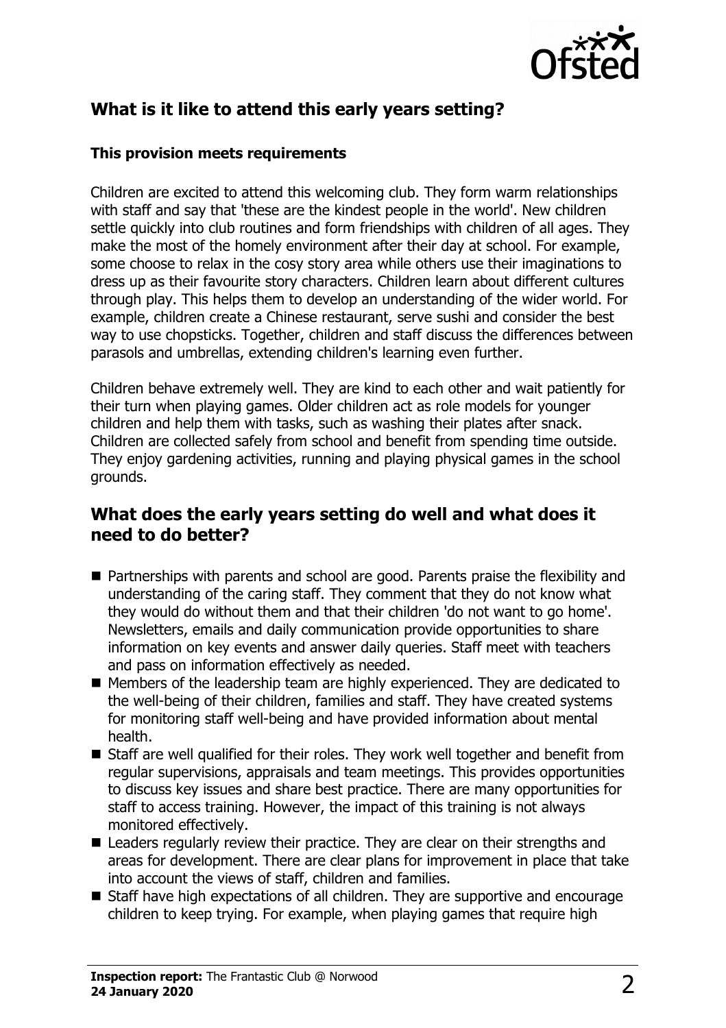## What is it like to attend this early years setting?

### This provision meets requirements

Children are excited to attend this welcoming club. They form warm relationships with staff and say that 'these are the kindest people in the world'. New children settle quickly into club routines and form friendships with children of all ages. They make the most of the homely environment after their day at school. For example, some choose to relax in the cosy story area while others use their imaginations to dress up as their favourite story characters. Children learn about different cultures through play. This helps them to develop an understanding of the wider world. For example, children create a Chinese restaurant, serve sushi and consider the best way to use chopsticks. Together, children and staff discuss the differences between parasols and umbrellas, extending children's learning even further.

Children behave extremely well. They are kind to each other and wait patiently for their turn when playing games. Older children act as role models for younger children and help them with tasks, such as washing their plates after snack. Children are collected safely from school and benefit from spending time outside. They enjoy gardening activities, running and playing physical games in the school grounds.

## What does the early years setting do well and what does it need to do better?

- Partnerships with parents and school are good. Parents praise the flexibility and understanding of the caring staff. They comment that they do not know what they would do without them and that their children 'do not want to go home'. Newsletters, emails and daily communication provide opportunities to share information on key events and answer daily queries. Staff meet with teachers and pass on information effectively as needed.
- Members of the leadership team are highly experienced. They are dedicated to the well-being of their children, families and staff. They have created systems for monitoring staff well-being and have provided information about mental health.
- Staff are well qualified for their roles. They work well together and benefit from regular supervisions, appraisals and team meetings. This provides opportunities to discuss key issues and share best practice. There are many opportunities for staff to access training. However, the impact of this training is not always monitored effectively.
- Leaders regularly review their practice. They are clear on their strengths and areas for development. There are clear plans for improvement in place that take into account the views of staff, children and families.
- Staff have high expectations of all children. They are supportive and encourage children to keep trying. For example, when playing games that require high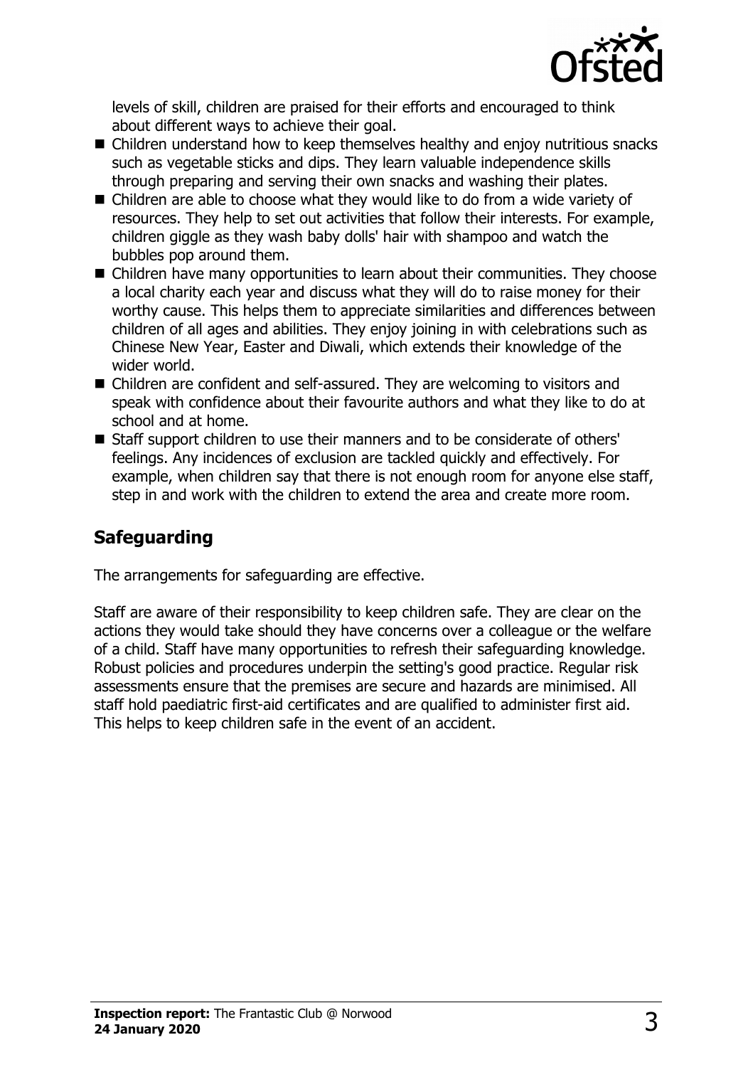levels of skill, children are praised for their efforts and encouraged to think about different ways to achieve their goal.

- Children understand how to keep themselves healthy and enjoy nutritious snacks such as vegetable sticks and dips. They learn valuable independence skills through preparing and serving their own snacks and washing their plates.
- Children are able to choose what they would like to do from a wide variety of resources. They help to set out activities that follow their interests. For example, children giggle as they wash baby dolls' hair with shampoo and watch the bubbles pop around them.
- Children have many opportunities to learn about their communities. They choose a local charity each year and discuss what they will do to raise money for their worthy cause. This helps them to appreciate similarities and differences between children of all ages and abilities. They enjoy joining in with celebrations such as Chinese New Year, Easter and Diwali, which extends their knowledge of the wider world.
- Children are confident and self-assured. They are welcoming to visitors and speak with confidence about their favourite authors and what they like to do at school and at home.
- Staff support children to use their manners and to be considerate of others' feelings. Any incidences of exclusion are tackled quickly and effectively. For example, when children say that there is not enough room for anyone else staff, step in and work with the children to extend the area and create more room.

## Safeguarding

The arrangements for safeguarding are effective.

Staff are aware of their responsibility to keep children safe. They are clear on the actions they would take should they have concerns over a colleague or the welfare of a child. Staff have many opportunities to refresh their safeguarding knowledge. Robust policies and procedures underpin the setting's good practice. Regular risk assessments ensure that the premises are secure and hazards are minimised. All staff hold paediatric first-aid certificates and are qualified to administer first aid. This helps to keep children safe in the event of an accident.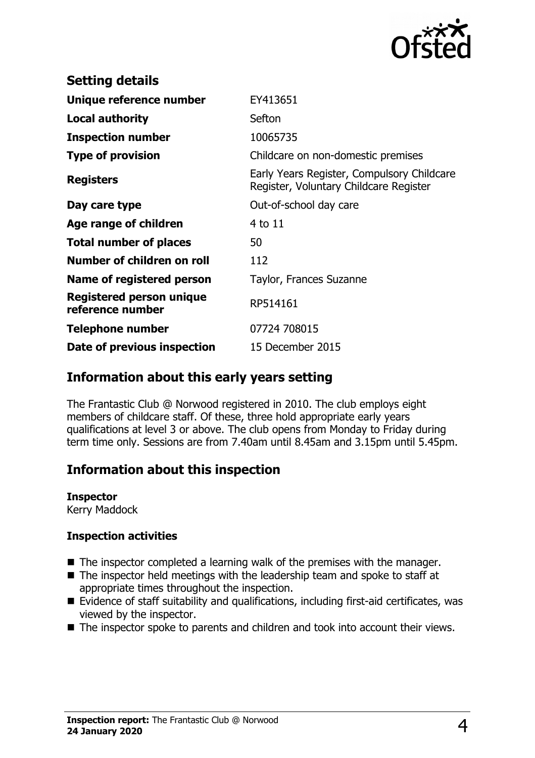## Setting details

| | |
|---|---|
| **Unique reference number** | EY413651 |
| **Local authority** | Sefton |
| **Inspection number** | 10065735 |
| **Type of provision** | Childcare on non-domestic premises |
| **Registers** | Early Years Register, Compulsory Childcare Register, Voluntary Childcare Register |
| **Day care type** | Out-of-school day care |
| **Age range of children** | 4 to 11 |
| **Total number of places** | 50 |
| **Number of children on roll** | 112 |
| **Name of registered person** | Taylor, Frances Suzanne |
| **Registered person unique reference number** | RP514161 |
| **Telephone number** | 07724 708015 |
| **Date of previous inspection** | 15 December 2015 |

## Information about this early years setting

The Frantastic Club @ Norwood registered in 2010. The club employs eight members of childcare staff. Of these, three hold appropriate early years qualifications at level 3 or above. The club opens from Monday to Friday during term time only. Sessions are from 7.40am until 8.45am and 3.15pm until 5.45pm.

## Information about this inspection

**Inspector**
Kerry Maddock

**Inspection activities**

- The inspector completed a learning walk of the premises with the manager.
- The inspector held meetings with the leadership team and spoke to staff at appropriate times throughout the inspection.
- Evidence of staff suitability and qualifications, including first-aid certificates, was viewed by the inspector.
- The inspector spoke to parents and children and took into account their views.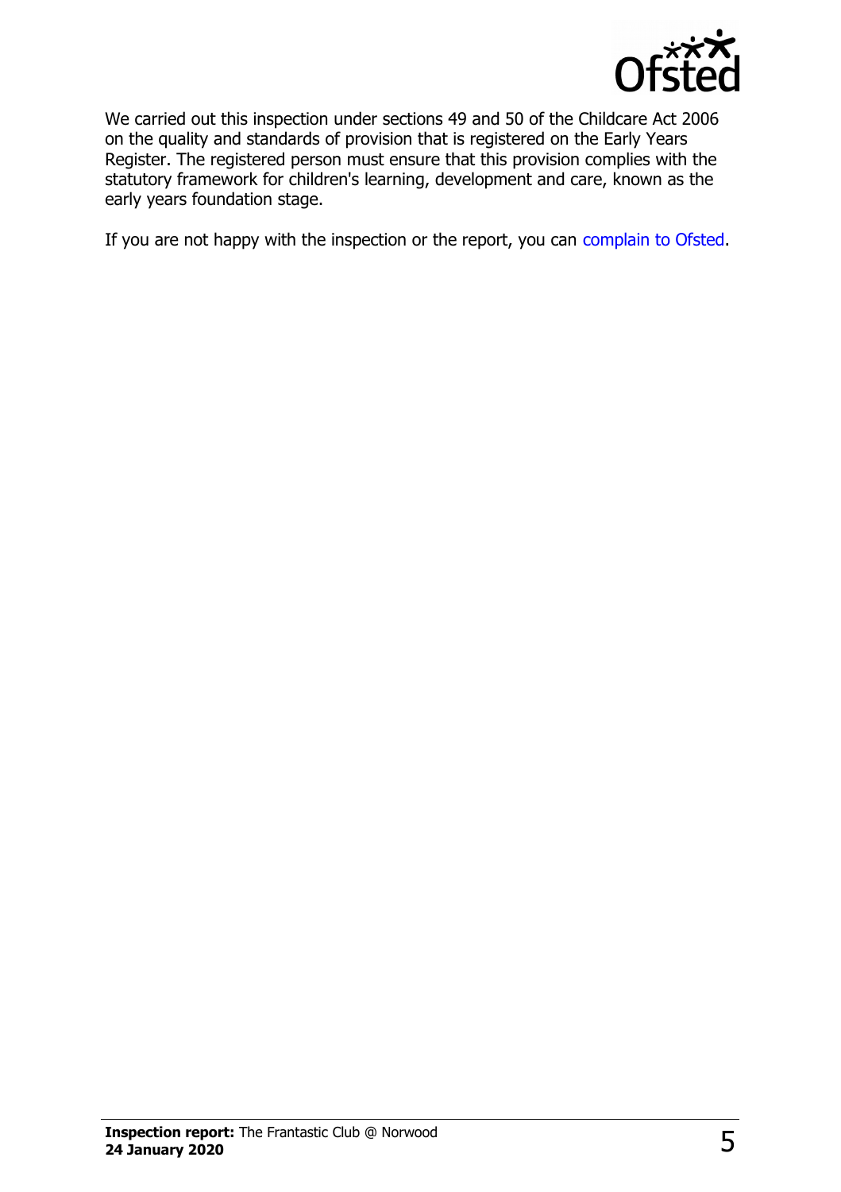We carried out this inspection under sections 49 and 50 of the Childcare Act 2006 on the quality and standards of provision that is registered on the Early Years Register. The registered person must ensure that this provision complies with the statutory framework for children's learning, development and care, known as the early years foundation stage.

If you are not happy with the inspection or the report, you can complain to Ofsted.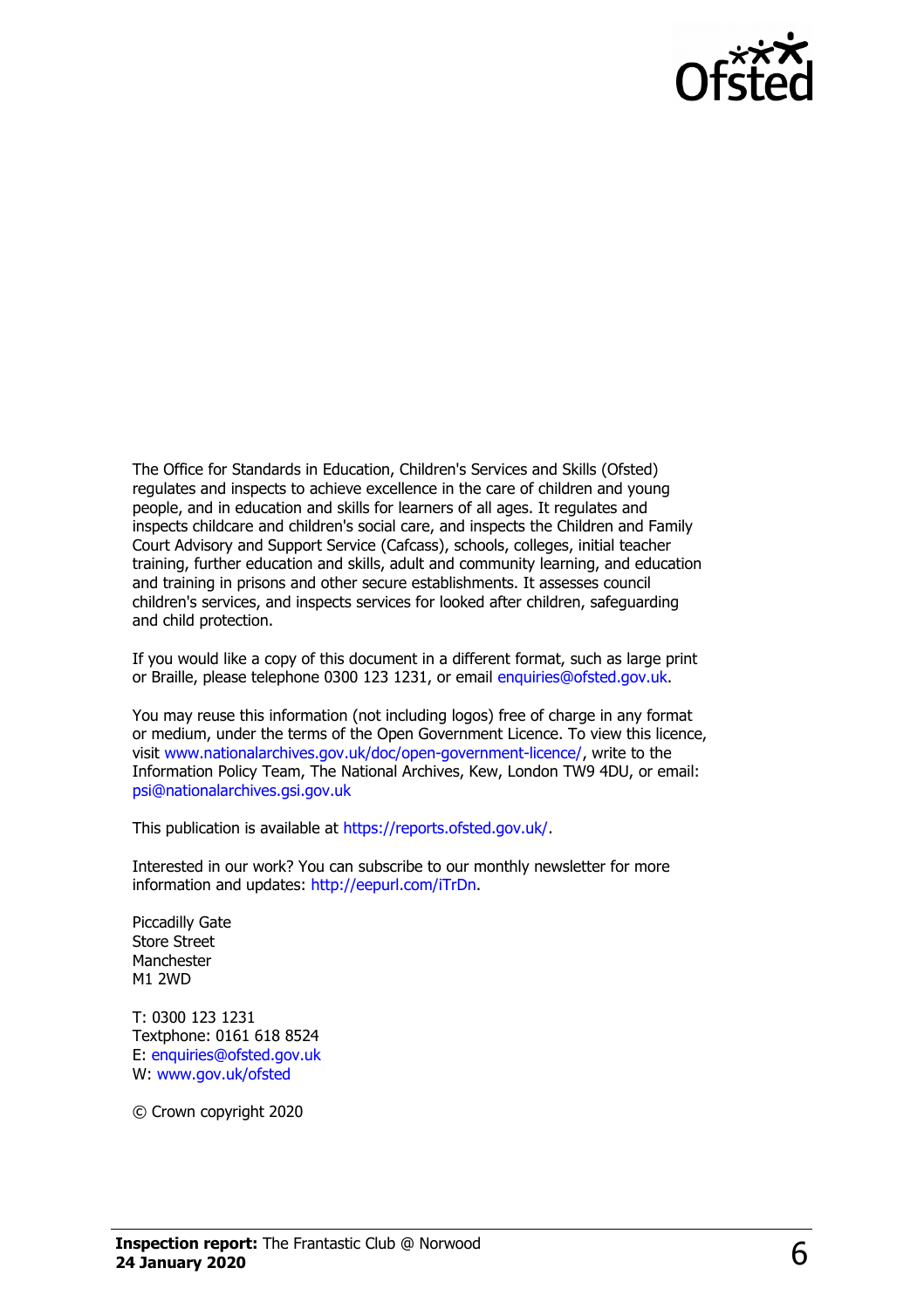The Office for Standards in Education, Children's Services and Skills (Ofsted) regulates and inspects to achieve excellence in the care of children and young people, and in education and skills for learners of all ages. It regulates and inspects childcare and children's social care, and inspects the Children and Family Court Advisory and Support Service (Cafcass), schools, colleges, initial teacher training, further education and skills, adult and community learning, and education and training in prisons and other secure establishments. It assesses council children's services, and inspects services for looked after children, safeguarding and child protection.

If you would like a copy of this document in a different format, such as large print or Braille, please telephone 0300 123 1231, or email enquiries@ofsted.gov.uk.

You may reuse this information (not including logos) free of charge in any format or medium, under the terms of the Open Government Licence. To view this licence, visit www.nationalarchives.gov.uk/doc/open-government-licence/, write to the Information Policy Team, The National Archives, Kew, London TW9 4DU, or email: psi@nationalarchives.gsi.gov.uk

This publication is available at https://reports.ofsted.gov.uk/.

Interested in our work? You can subscribe to our monthly newsletter for more information and updates: http://eepurl.com/iTrDn.

Piccadilly Gate
Store Street
Manchester
M1 2WD

T: 0300 123 1231
Textphone: 0161 618 8524
E: enquiries@ofsted.gov.uk
W: www.gov.uk/ofsted

© Crown copyright 2020